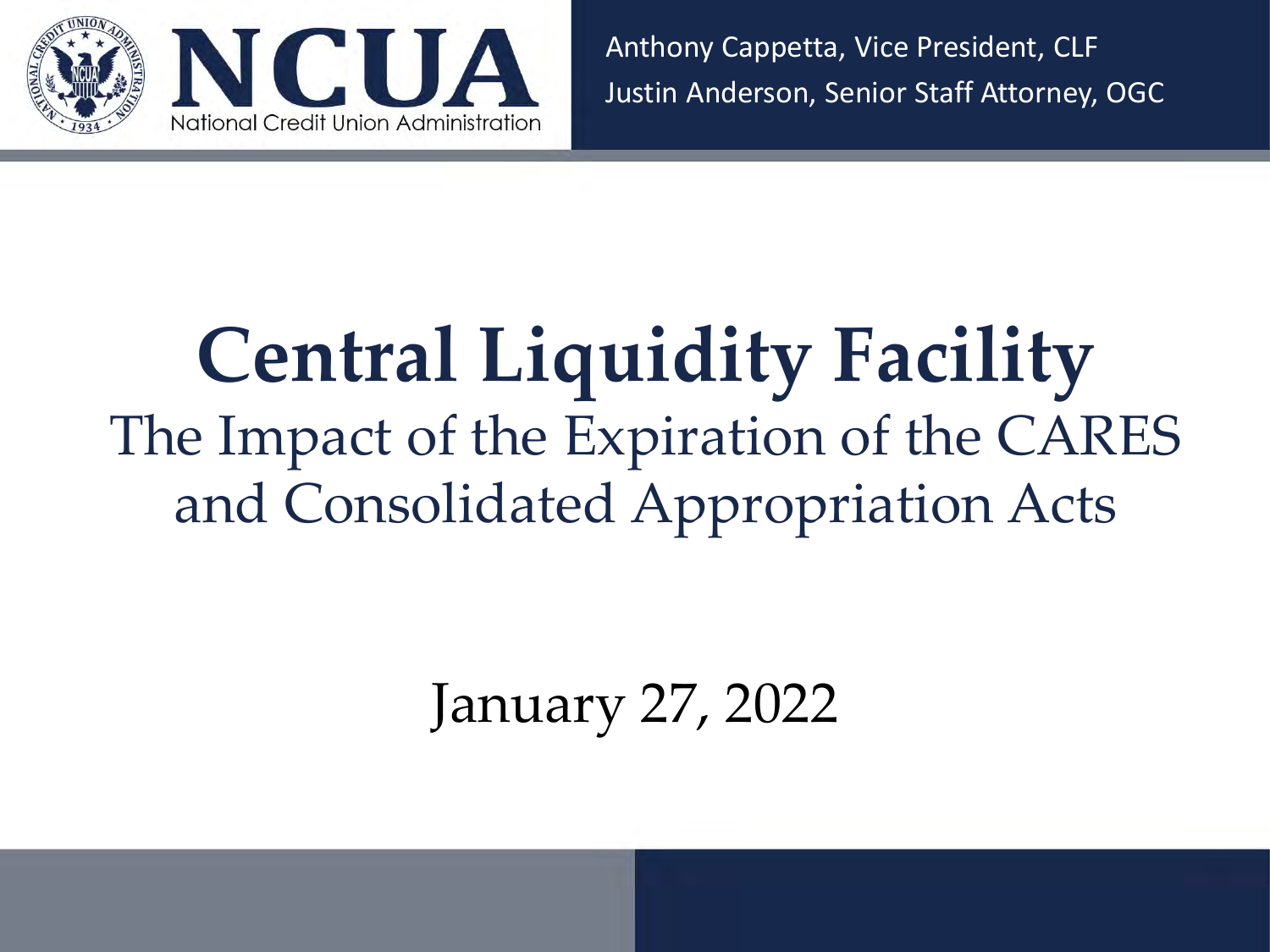NCUA
National Credit Union Administration

Anthony Cappetta, Vice President, CLF
Justin Anderson, Senior Staff Attorney, OGC

# Central Liquidity Facility

## The Impact of the Expiration of the CARES and Consolidated Appropriation Acts

January 27, 2022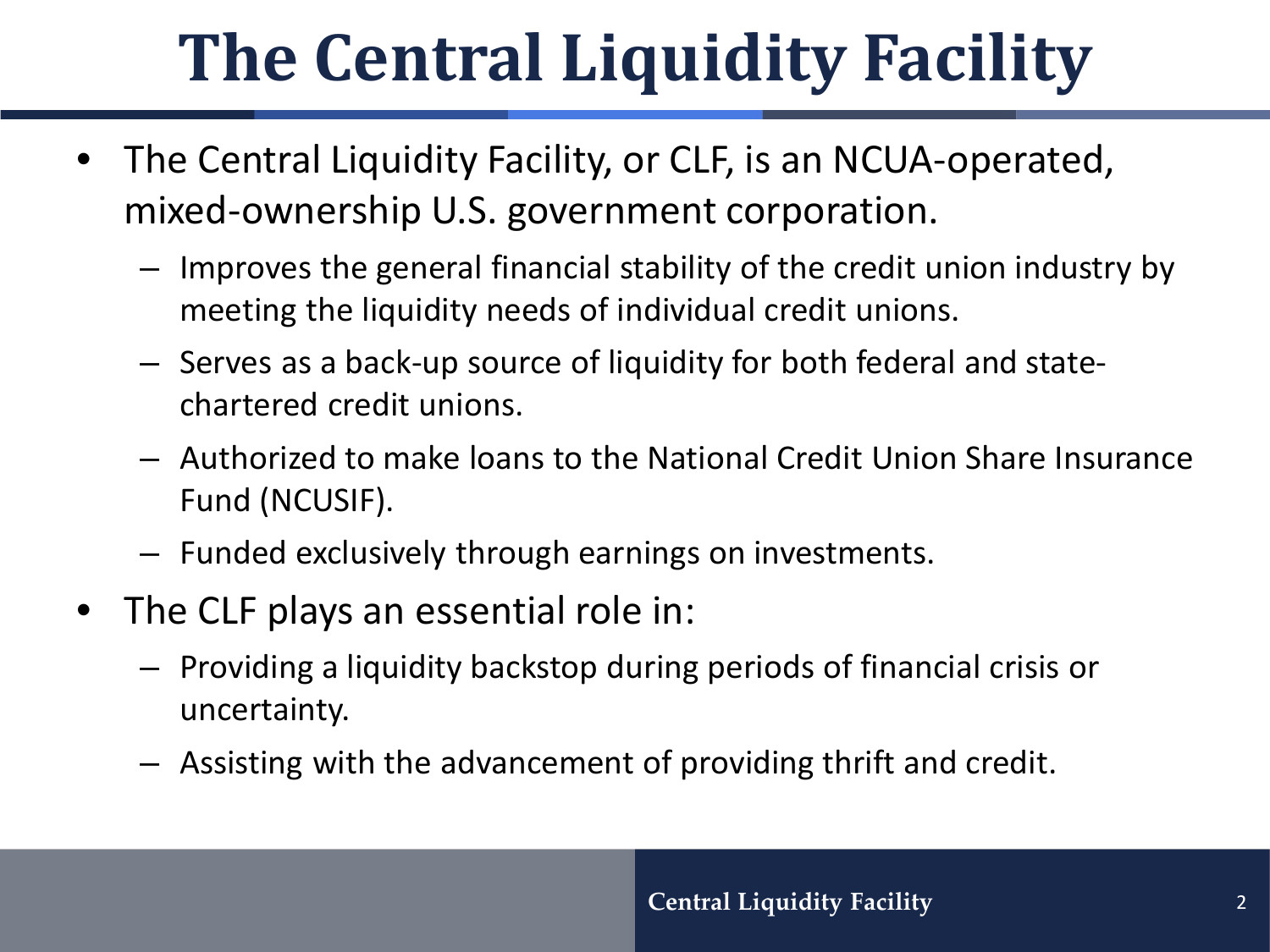# The Central Liquidity Facility

- The Central Liquidity Facility, or CLF, is an NCUA-operated, mixed-ownership U.S. government corporation.
  - Improves the general financial stability of the credit union industry by meeting the liquidity needs of individual credit unions.
  - Serves as a back-up source of liquidity for both federal and state-chartered credit unions.
  - Authorized to make loans to the National Credit Union Share Insurance Fund (NCUSIF).
  - Funded exclusively through earnings on investments.
- The CLF plays an essential role in:
  - Providing a liquidity backstop during periods of financial crisis or uncertainty.
  - Assisting with the advancement of providing thrift and credit.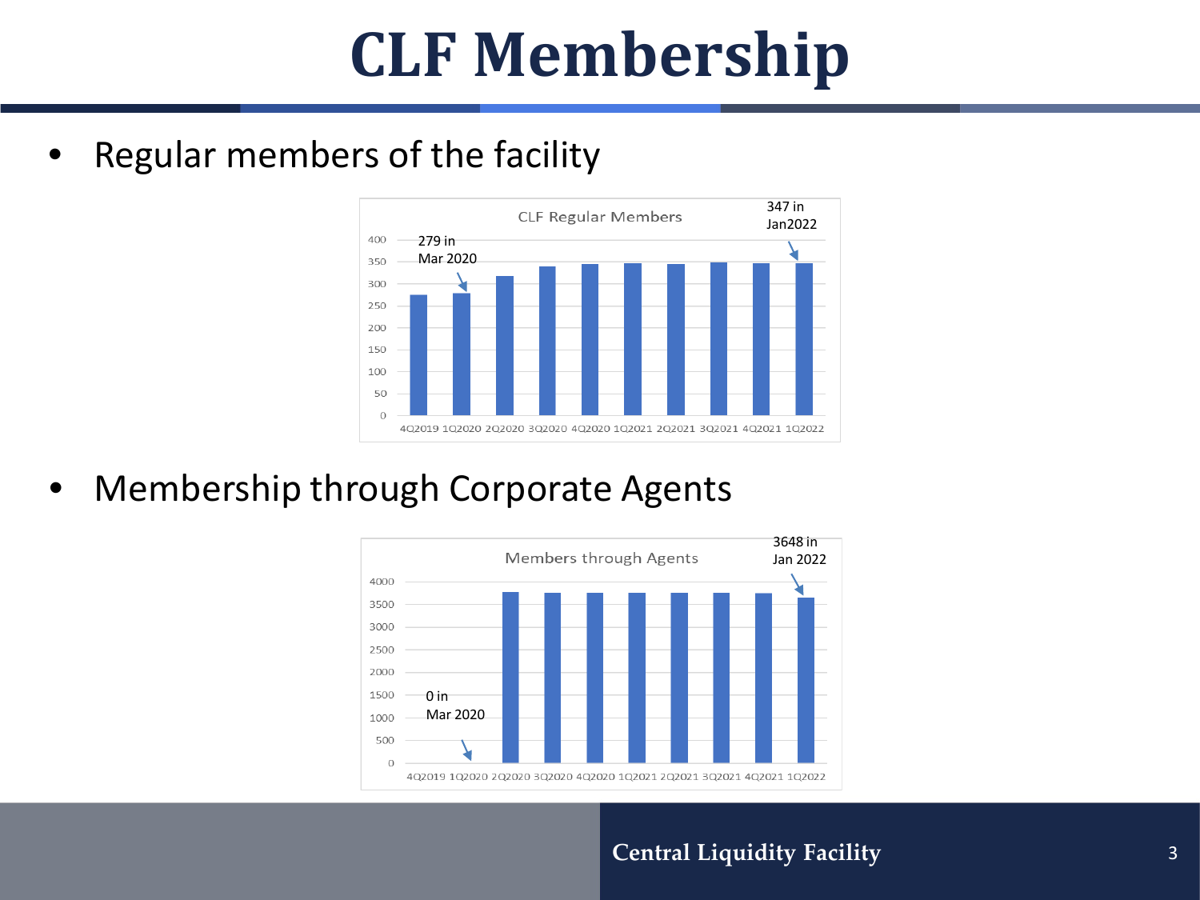# CLF Membership

- Regular members of the facility

CLF Regular Members

279 in Mar 2020

347 in Jan2022

| Quarter | 4Q2019 | 1Q2020 | 2Q2020 | 3Q2020 | 4Q2020 | 1Q2021 | 2Q2021 | 3Q2021 | 4Q2021 | 1Q2022 |
|---|---|---|---|---|---|---|---|---|---|---|
| CLF Regular Members | | 279 | | | | | | | | 347 |

- Membership through Corporate Agents

Members through Agents

0 in Mar 2020

3648 in Jan 2022

| Quarter | 4Q2019 | 1Q2020 | 2Q2020 | 3Q2020 | 4Q2020 | 1Q2021 | 2Q2021 | 3Q2021 | 4Q2021 | 1Q2022 |
|---|---|---|---|---|---|---|---|---|---|---|
| Members through Agents | | 0 | | | | | | | | 3648 |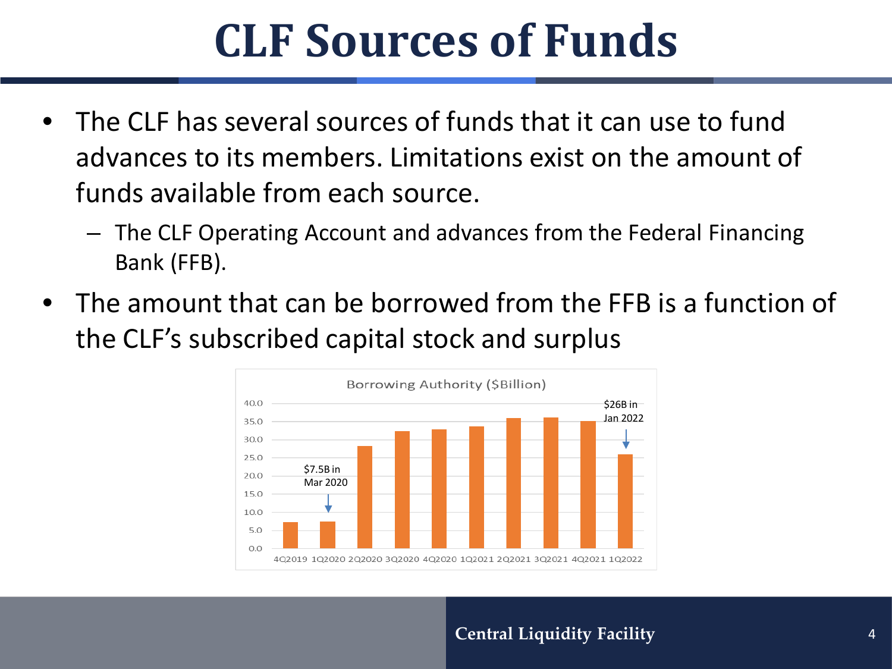# CLF Sources of Funds

- The CLF has several sources of funds that it can use to fund advances to its members. Limitations exist on the amount of funds available from each source.
  - The CLF Operating Account and advances from the Federal Financing Bank (FFB).
- The amount that can be borrowed from the FFB is a function of the CLF's subscribed capital stock and surplus

Borrowing Authority ($Billion)

$7.5B in Mar 2020

$26B in Jan 2022

| Quarter | Borrowing Authority ($Billion) |
| --- | --- |
| 4Q2019 | ~7.3 |
| 1Q2020 | ~7.5 |
| 2Q2020 | ~28.2 |
| 3Q2020 | ~32.4 |
| 4Q2020 | ~32.9 |
| 1Q2021 | ~33.7 |
| 2Q2021 | ~35.9 |
| 3Q2021 | ~36.1 |
| 4Q2021 | ~35.1 |
| 1Q2022 | ~26.0 |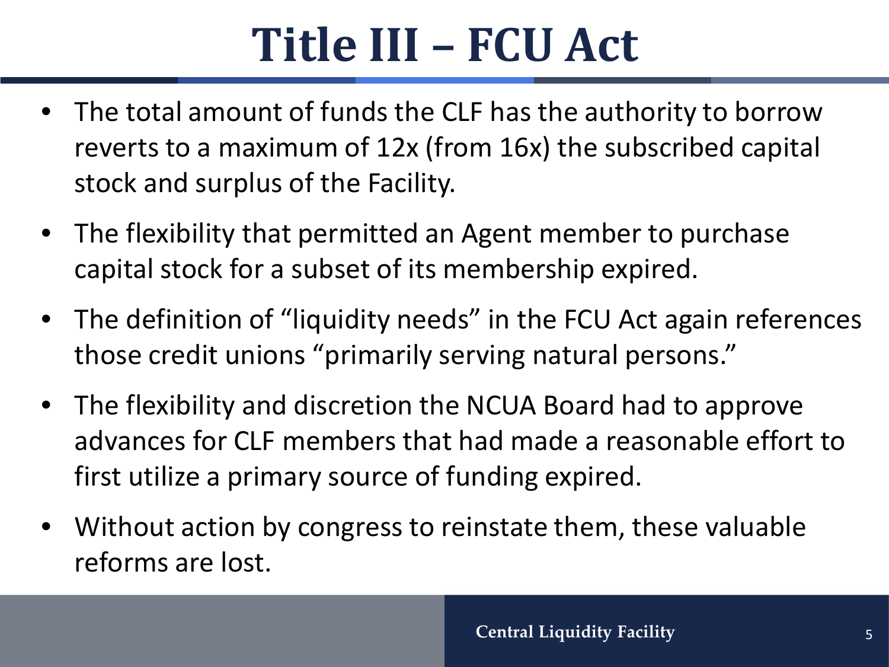# Title III – FCU Act

- The total amount of funds the CLF has the authority to borrow reverts to a maximum of 12x (from 16x) the subscribed capital stock and surplus of the Facility.
- The flexibility that permitted an Agent member to purchase capital stock for a subset of its membership expired.
- The definition of "liquidity needs" in the FCU Act again references those credit unions "primarily serving natural persons."
- The flexibility and discretion the NCUA Board had to approve advances for CLF members that had made a reasonable effort to first utilize a primary source of funding expired.
- Without action by congress to reinstate them, these valuable reforms are lost.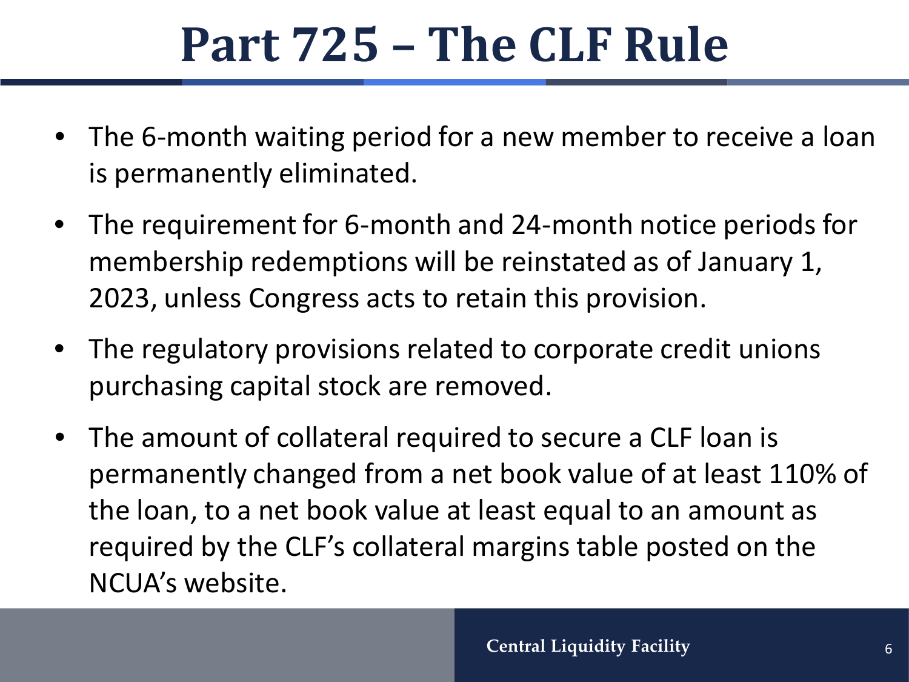# Part 725 – The CLF Rule

- The 6-month waiting period for a new member to receive a loan is permanently eliminated.
- The requirement for 6-month and 24-month notice periods for membership redemptions will be reinstated as of January 1, 2023, unless Congress acts to retain this provision.
- The regulatory provisions related to corporate credit unions purchasing capital stock are removed.
- The amount of collateral required to secure a CLF loan is permanently changed from a net book value of at least 110% of the loan, to a net book value at least equal to an amount as required by the CLF's collateral margins table posted on the NCUA's website.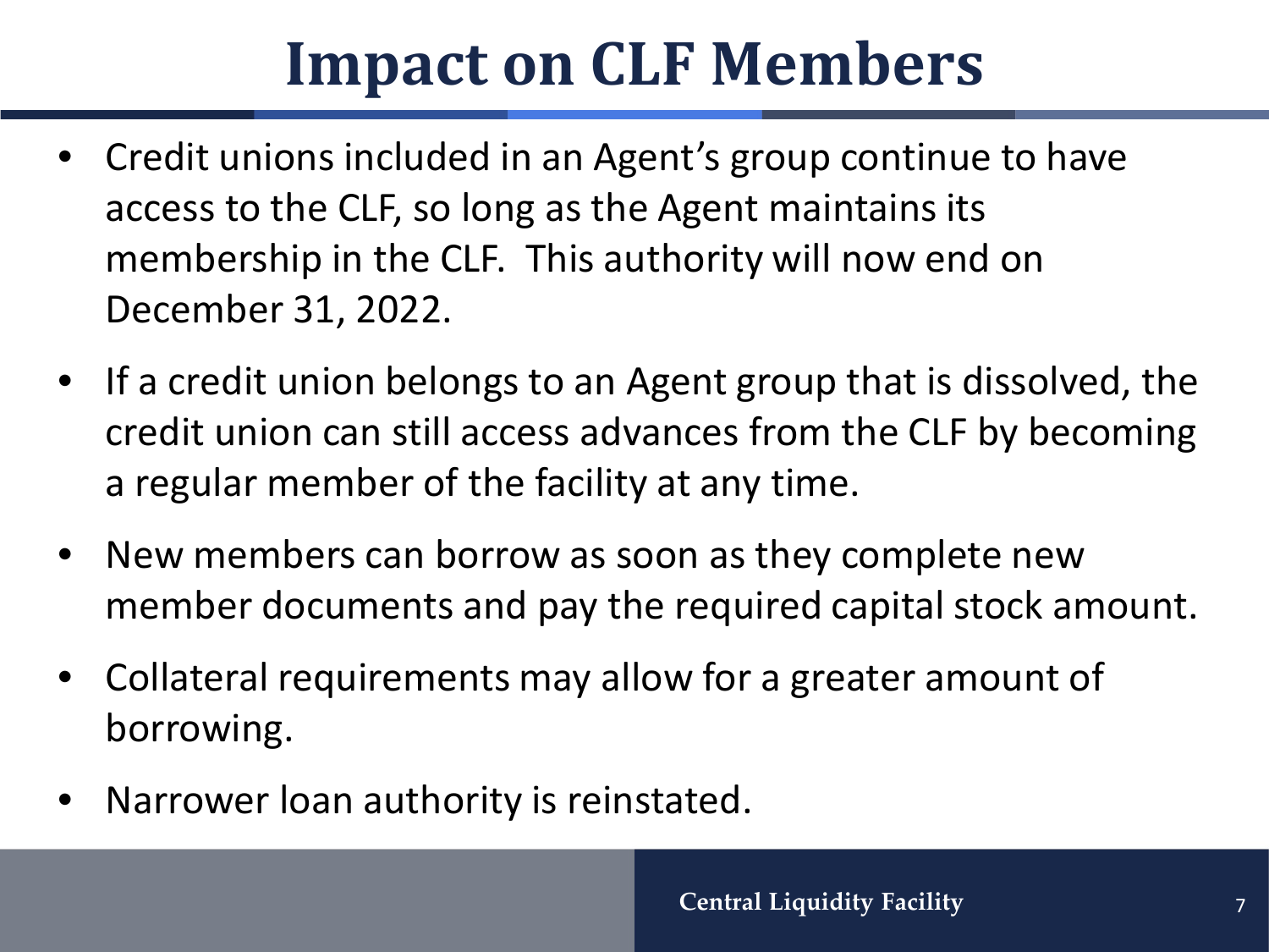# Impact on CLF Members

- Credit unions included in an Agent's group continue to have access to the CLF, so long as the Agent maintains its membership in the CLF. This authority will now end on December 31, 2022.
- If a credit union belongs to an Agent group that is dissolved, the credit union can still access advances from the CLF by becoming a regular member of the facility at any time.
- New members can borrow as soon as they complete new member documents and pay the required capital stock amount.
- Collateral requirements may allow for a greater amount of borrowing.
- Narrower loan authority is reinstated.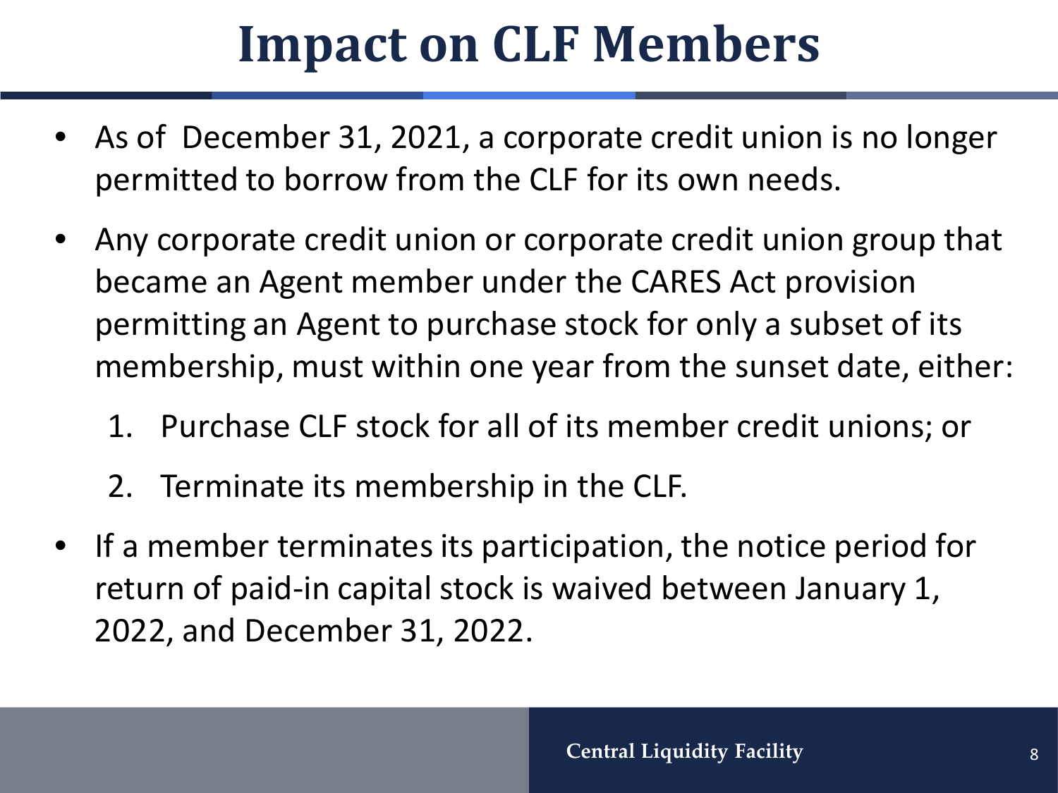# Impact on CLF Members

- As of December 31, 2021, a corporate credit union is no longer permitted to borrow from the CLF for its own needs.
- Any corporate credit union or corporate credit union group that became an Agent member under the CARES Act provision permitting an Agent to purchase stock for only a subset of its membership, must within one year from the sunset date, either:
  1. Purchase CLF stock for all of its member credit unions; or
  2. Terminate its membership in the CLF.
- If a member terminates its participation, the notice period for return of paid-in capital stock is waived between January 1, 2022, and December 31, 2022.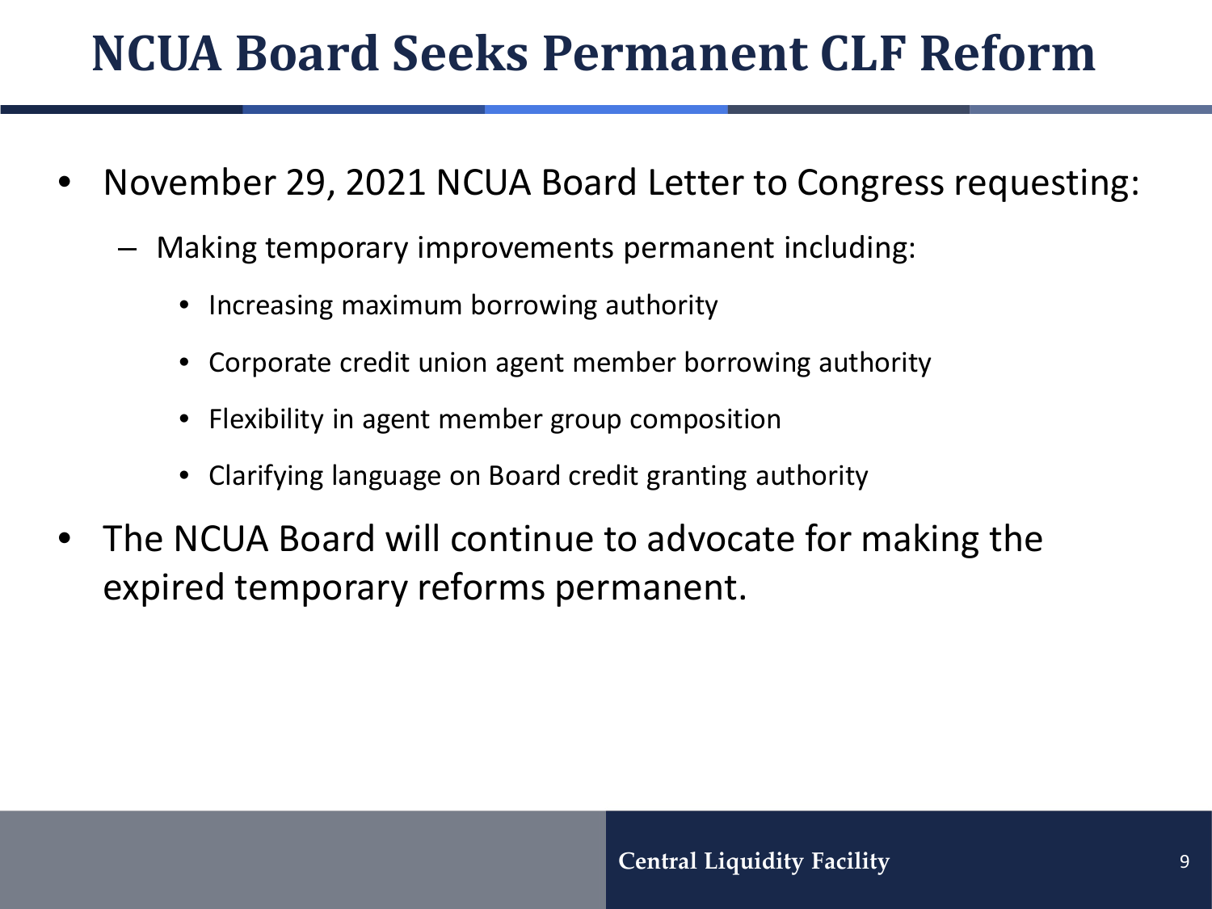# NCUA Board Seeks Permanent CLF Reform

- November 29, 2021 NCUA Board Letter to Congress requesting:
  - Making temporary improvements permanent including:
    - Increasing maximum borrowing authority
    - Corporate credit union agent member borrowing authority
    - Flexibility in agent member group composition
    - Clarifying language on Board credit granting authority
- The NCUA Board will continue to advocate for making the expired temporary reforms permanent.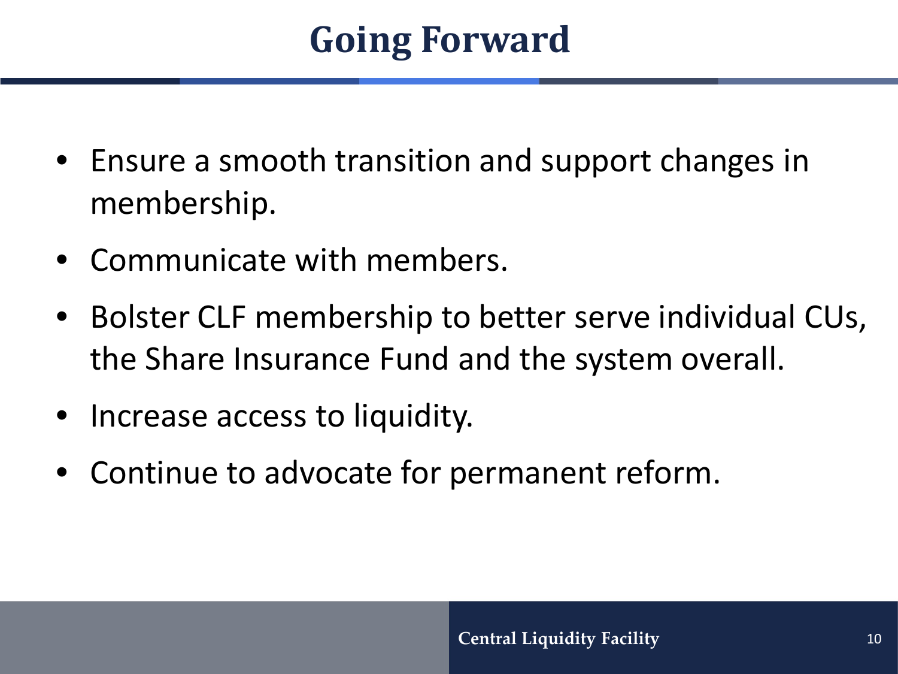# Going Forward

- Ensure a smooth transition and support changes in membership.
- Communicate with members.
- Bolster CLF membership to better serve individual CUs, the Share Insurance Fund and the system overall.
- Increase access to liquidity.
- Continue to advocate for permanent reform.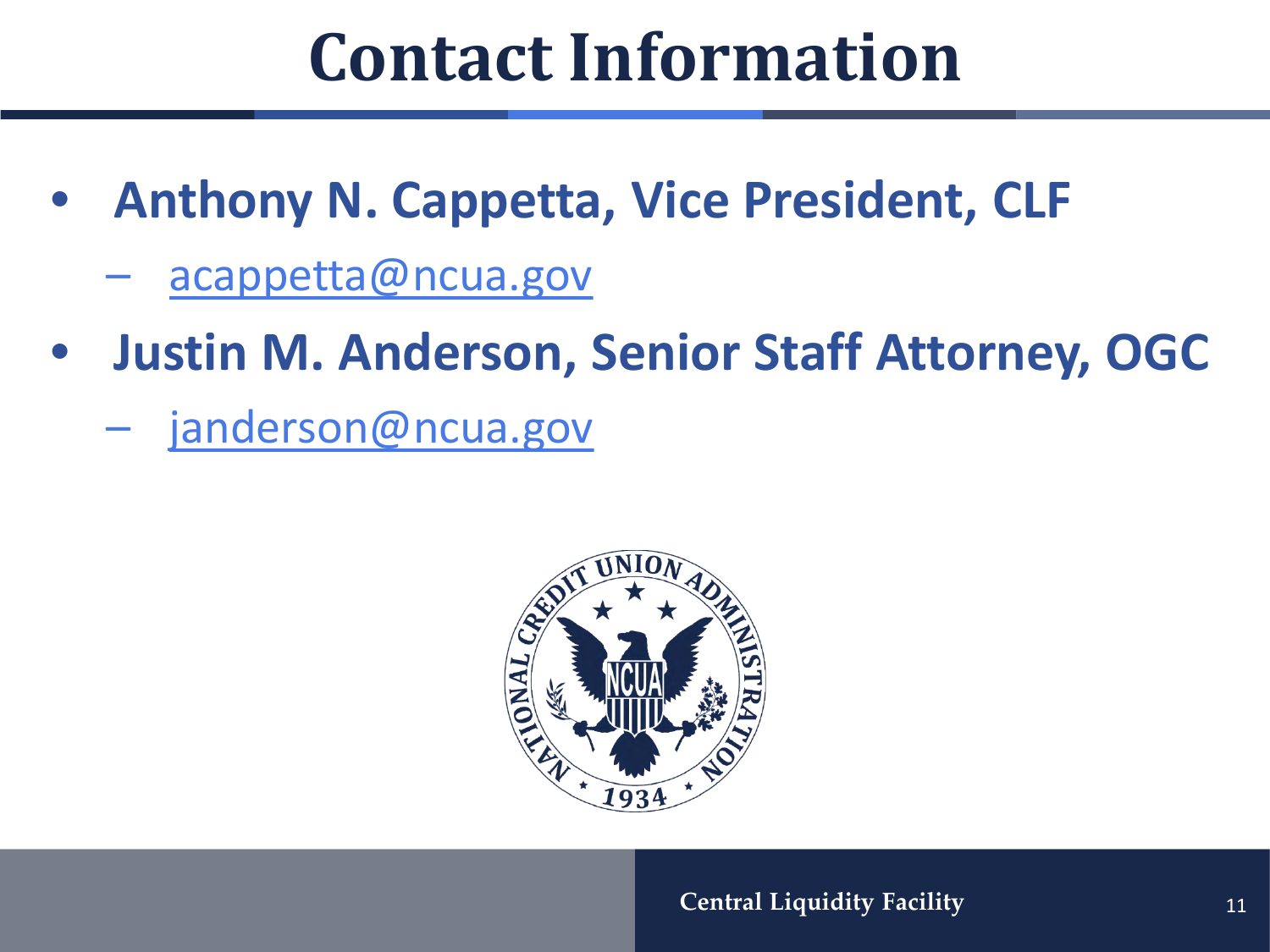# Contact Information

- **Anthony N. Cappetta, Vice President, CLF**
  - acappetta@ncua.gov
- **Justin M. Anderson, Senior Staff Attorney, OGC**
  - janderson@ncua.gov